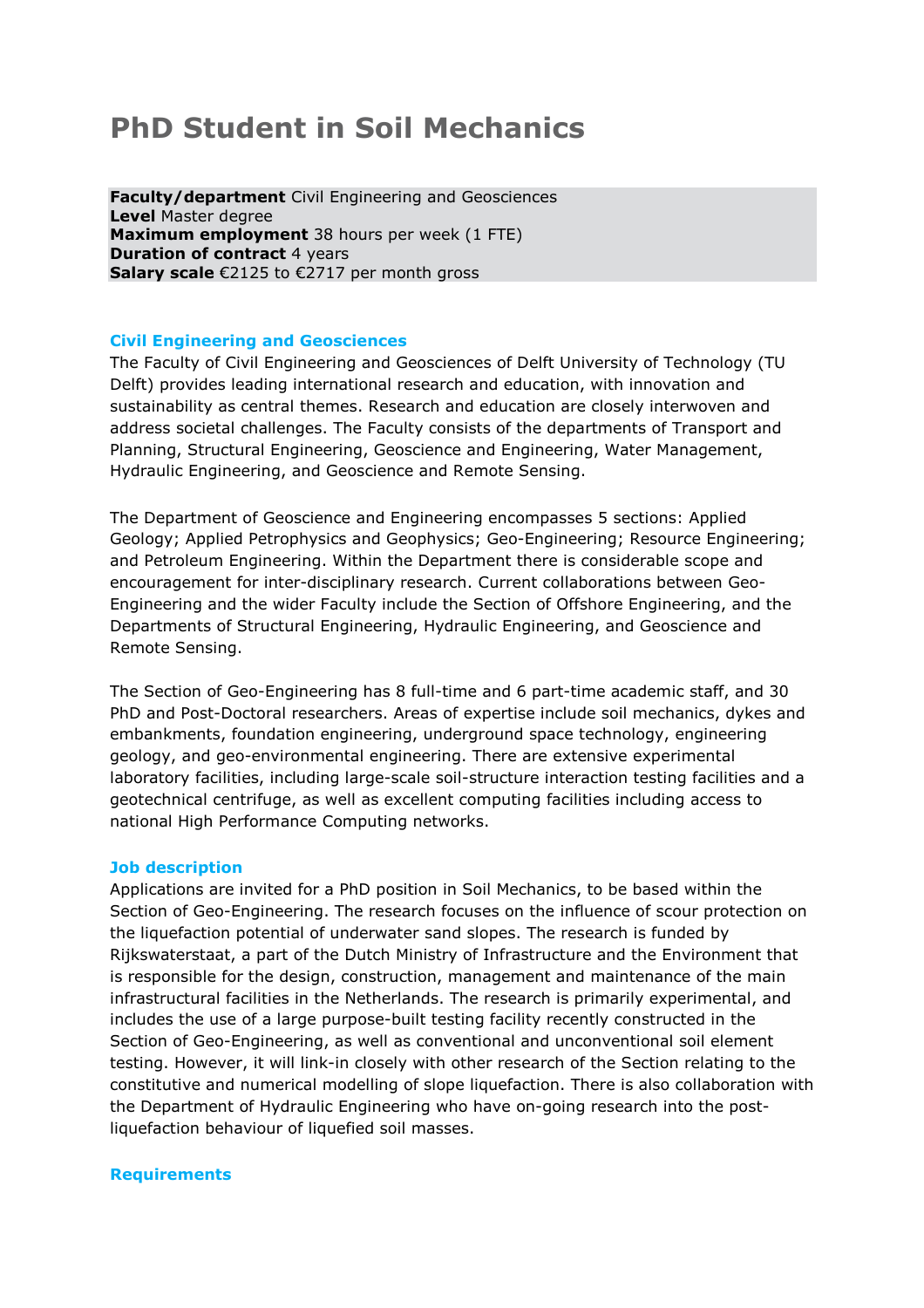# PhD Student in Soil Mechanics

**Faculty/department** Civil Engineering and Geosciences
**Level** Master degree
**Maximum employment** 38 hours per week (1 FTE)
**Duration of contract** 4 years
**Salary scale** €2125 to €2717 per month gross

## Civil Engineering and Geosciences

The Faculty of Civil Engineering and Geosciences of Delft University of Technology (TU Delft) provides leading international research and education, with innovation and sustainability as central themes. Research and education are closely interwoven and address societal challenges. The Faculty consists of the departments of Transport and Planning, Structural Engineering, Geoscience and Engineering, Water Management, Hydraulic Engineering, and Geoscience and Remote Sensing.

The Department of Geoscience and Engineering encompasses 5 sections: Applied Geology; Applied Petrophysics and Geophysics; Geo-Engineering; Resource Engineering; and Petroleum Engineering. Within the Department there is considerable scope and encouragement for inter-disciplinary research. Current collaborations between Geo-Engineering and the wider Faculty include the Section of Offshore Engineering, and the Departments of Structural Engineering, Hydraulic Engineering, and Geoscience and Remote Sensing.

The Section of Geo-Engineering has 8 full-time and 6 part-time academic staff, and 30 PhD and Post-Doctoral researchers. Areas of expertise include soil mechanics, dykes and embankments, foundation engineering, underground space technology, engineering geology, and geo-environmental engineering. There are extensive experimental laboratory facilities, including large-scale soil-structure interaction testing facilities and a geotechnical centrifuge, as well as excellent computing facilities including access to national High Performance Computing networks.

## Job description

Applications are invited for a PhD position in Soil Mechanics, to be based within the Section of Geo-Engineering. The research focuses on the influence of scour protection on the liquefaction potential of underwater sand slopes. The research is funded by Rijkswaterstaat, a part of the Dutch Ministry of Infrastructure and the Environment that is responsible for the design, construction, management and maintenance of the main infrastructural facilities in the Netherlands. The research is primarily experimental, and includes the use of a large purpose-built testing facility recently constructed in the Section of Geo-Engineering, as well as conventional and unconventional soil element testing. However, it will link-in closely with other research of the Section relating to the constitutive and numerical modelling of slope liquefaction. There is also collaboration with the Department of Hydraulic Engineering who have on-going research into the post-liquefaction behaviour of liquefied soil masses.

## Requirements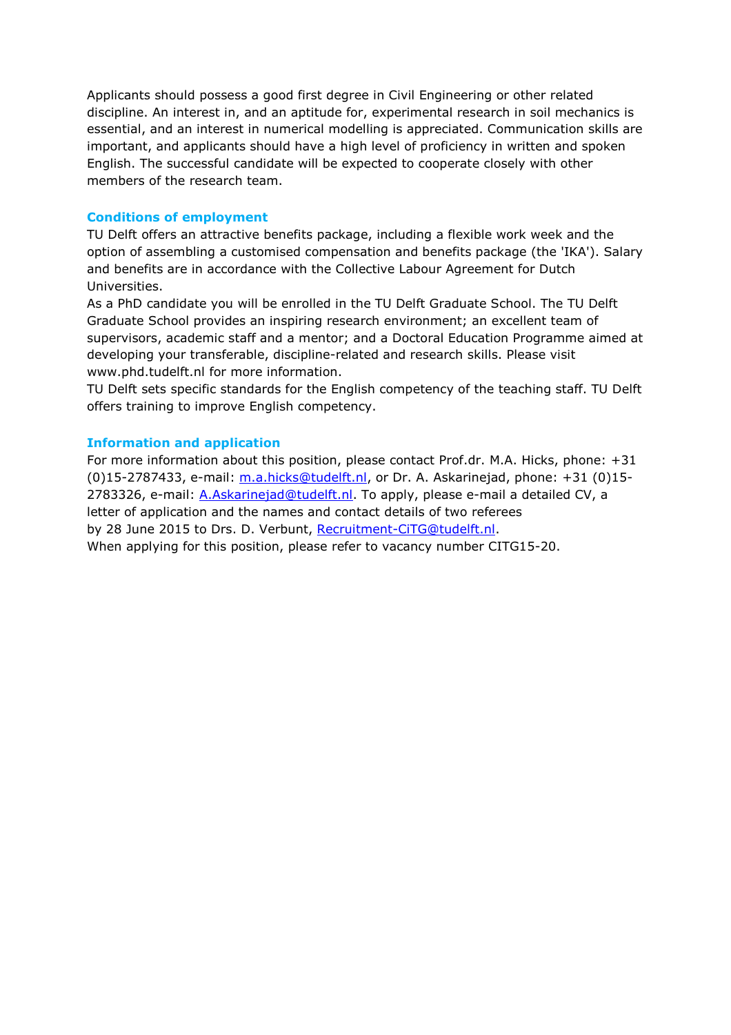Applicants should possess a good first degree in Civil Engineering or other related discipline. An interest in, and an aptitude for, experimental research in soil mechanics is essential, and an interest in numerical modelling is appreciated. Communication skills are important, and applicants should have a high level of proficiency in written and spoken English. The successful candidate will be expected to cooperate closely with other members of the research team.

## Conditions of employment

TU Delft offers an attractive benefits package, including a flexible work week and the option of assembling a customised compensation and benefits package (the 'IKA'). Salary and benefits are in accordance with the Collective Labour Agreement for Dutch Universities.
As a PhD candidate you will be enrolled in the TU Delft Graduate School. The TU Delft Graduate School provides an inspiring research environment; an excellent team of supervisors, academic staff and a mentor; and a Doctoral Education Programme aimed at developing your transferable, discipline-related and research skills. Please visit www.phd.tudelft.nl for more information.
TU Delft sets specific standards for the English competency of the teaching staff. TU Delft offers training to improve English competency.

## Information and application

For more information about this position, please contact Prof.dr. M.A. Hicks, phone: +31 (0)15-2787433, e-mail: m.a.hicks@tudelft.nl, or Dr. A. Askarinejad, phone: +31 (0)15-2783326, e-mail: A.Askarinejad@tudelft.nl. To apply, please e-mail a detailed CV, a letter of application and the names and contact details of two referees by 28 June 2015 to Drs. D. Verbunt, Recruitment-CiTG@tudelft.nl.
When applying for this position, please refer to vacancy number CITG15-20.